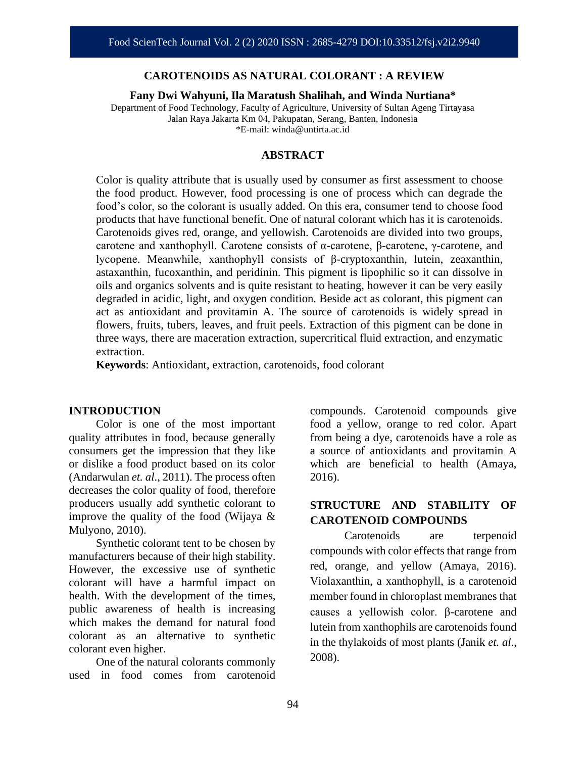# CAROTENOIDS AS NATURAL COLORANT : A REVIEW

**Fany Dwi Wahyuni, Ila Maratush Shalihah, and Winda Nurtiana***

Department of Food Technology, Faculty of Agriculture, University of Sultan Ageng Tirtayasa
Jalan Raya Jakarta Km 04, Pakupatan, Serang, Banten, Indonesia
*E-mail: winda@untirta.ac.id

## ABSTRACT

Color is quality attribute that is usually used by consumer as first assessment to choose the food product. However, food processing is one of process which can degrade the food's color, so the colorant is usually added. On this era, consumer tend to choose food products that have functional benefit. One of natural colorant which has it is carotenoids. Carotenoids gives red, orange, and yellowish. Carotenoids are divided into two groups, carotene and xanthophyll. Carotene consists of α-carotene, β-carotene, γ-carotene, and lycopene. Meanwhile, xanthophyll consists of β-cryptoxanthin, lutein, zeaxanthin, astaxanthin, fucoxanthin, and peridinin. This pigment is lipophilic so it can dissolve in oils and organics solvents and is quite resistant to heating, however it can be very easily degraded in acidic, light, and oxygen condition. Beside act as colorant, this pigment can act as antioxidant and provitamin A. The source of carotenoids is widely spread in flowers, fruits, tubers, leaves, and fruit peels. Extraction of this pigment can be done in three ways, there are maceration extraction, supercritical fluid extraction, and enzymatic extraction.

**Keywords**: Antioxidant, extraction, carotenoids, food colorant

## INTRODUCTION

Color is one of the most important quality attributes in food, because generally consumers get the impression that they like or dislike a food product based on its color (Andarwulan *et. al*., 2011). The process often decreases the color quality of food, therefore producers usually add synthetic colorant to improve the quality of the food (Wijaya & Mulyono, 2010).

Synthetic colorant tent to be chosen by manufacturers because of their high stability. However, the excessive use of synthetic colorant will have a harmful impact on health. With the development of the times, public awareness of health is increasing which makes the demand for natural food colorant as an alternative to synthetic colorant even higher.

One of the natural colorants commonly used in food comes from carotenoid compounds. Carotenoid compounds give food a yellow, orange to red color. Apart from being a dye, carotenoids have a role as a source of antioxidants and provitamin A which are beneficial to health (Amaya, 2016).

## STRUCTURE AND STABILITY OF CAROTENOID COMPOUNDS

Carotenoids are terpenoid compounds with color effects that range from red, orange, and yellow (Amaya, 2016). Violaxanthin, a xanthophyll, is a carotenoid member found in chloroplast membranes that causes a yellowish color. β-carotene and lutein from xanthophils are carotenoids found in the thylakoids of most plants (Janik *et. al*., 2008).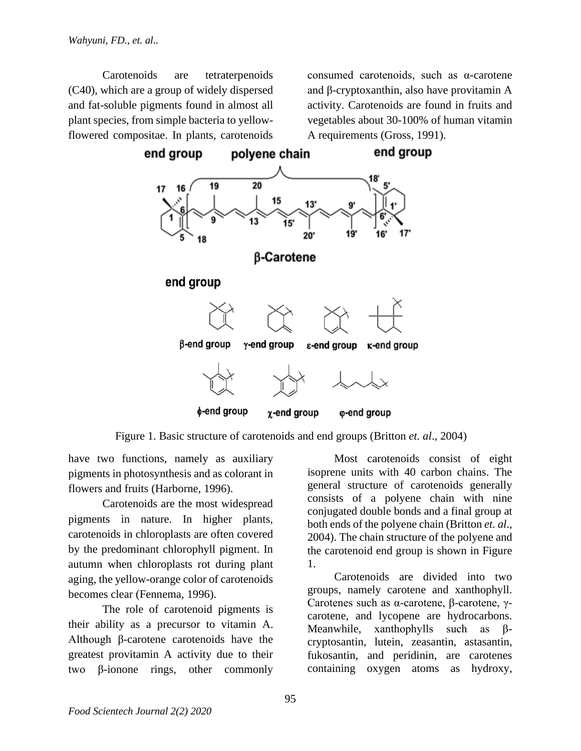Carotenoids are tetraterpenoids (C40), which are a group of widely dispersed and fat-soluble pigments found in almost all plant species, from simple bacteria to yellow-flowered compositae. In plants, carotenoids have two functions, namely as auxiliary pigments in photosynthesis and as colorant in flowers and fruits (Harborne, 1996).

Carotenoids are the most widespread pigments in nature. In higher plants, carotenoids in chloroplasts are often covered by the predominant chlorophyll pigment. In autumn when chloroplasts rot during plant aging, the yellow-orange color of carotenoids becomes clear (Fennema, 1996).

The role of carotenoid pigments is their ability as a precursor to vitamin A. Although β-carotene carotenoids have the greatest provitamin A activity due to their two β-ionone rings, other commonly consumed carotenoids, such as α-carotene and β-cryptoxanthin, also have provitamin A activity. Carotenoids are found in fruits and vegetables about 30-100% of human vitamin A requirements (Gross, 1991).

Figure 1. Basic structure of carotenoids and end groups (Britton *et. al*., 2004)

Most carotenoids consist of eight isoprene units with 40 carbon chains. The general structure of carotenoids generally consists of a polyene chain with nine conjugated double bonds and a final group at both ends of the polyene chain (Britton *et. al*., 2004). The chain structure of the polyene and the carotenoid end group is shown in Figure 1.

Carotenoids are divided into two groups, namely carotene and xanthophyll. Carotenes such as α-carotene, β-carotene, γ-carotene, and lycopene are hydrocarbons. Meanwhile, xanthophylls such as β-cryptosantin, lutein, zeasantin, astasantin, fukosantin, and peridinin, are carotenes containing oxygen atoms as hydroxy,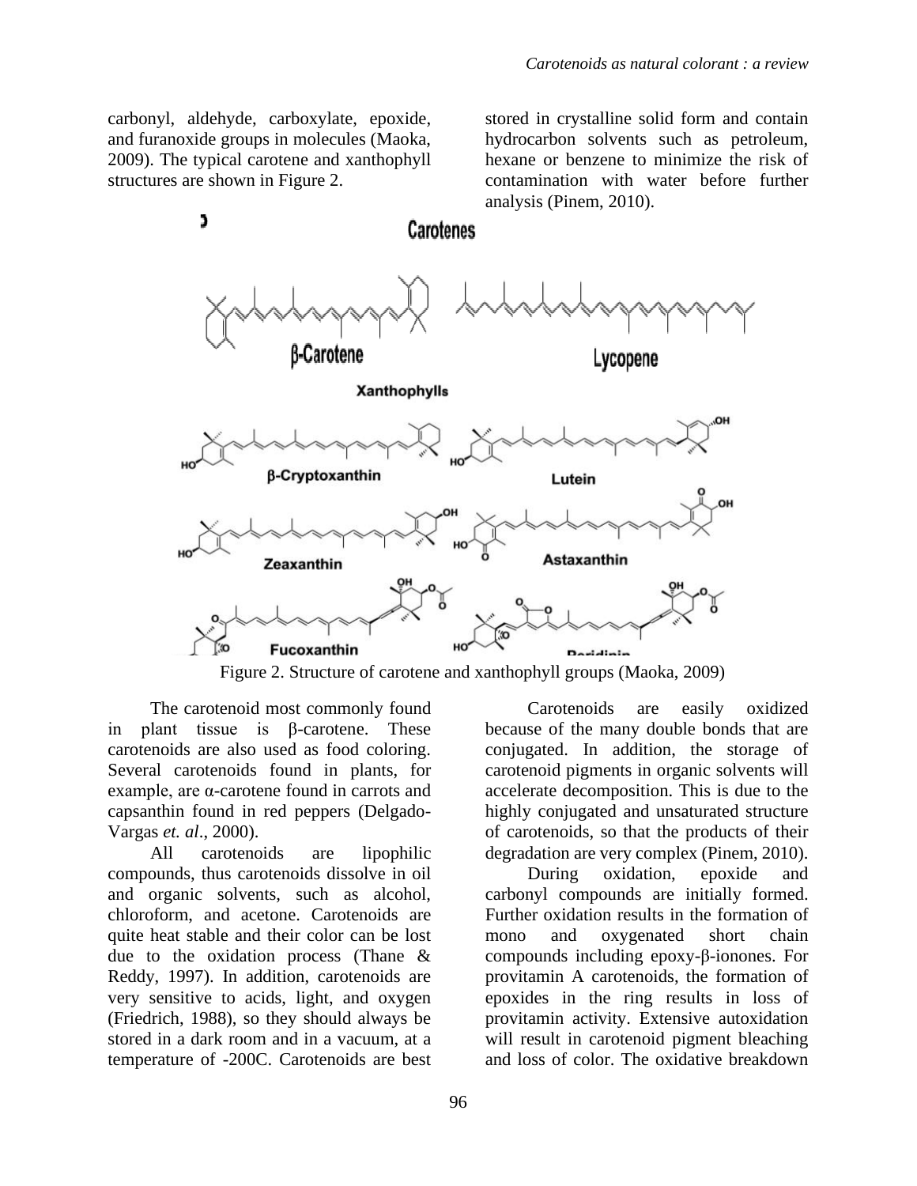carbonyl, aldehyde, carboxylate, epoxide, and furanoxide groups in molecules (Maoka, 2009). The typical carotene and xanthophyll structures are shown in Figure 2.

stored in crystalline solid form and contain hydrocarbon solvents such as petroleum, hexane or benzene to minimize the risk of contamination with water before further analysis (Pinem, 2010).

Figure 2. Structure of carotene and xanthophyll groups (Maoka, 2009)

The carotenoid most commonly found in plant tissue is β-carotene. These carotenoids are also used as food coloring. Several carotenoids found in plants, for example, are α-carotene found in carrots and capsanthin found in red peppers (Delgado-Vargas *et. al*., 2000).

All carotenoids are lipophilic compounds, thus carotenoids dissolve in oil and organic solvents, such as alcohol, chloroform, and acetone. Carotenoids are quite heat stable and their color can be lost due to the oxidation process (Thane & Reddy, 1997). In addition, carotenoids are very sensitive to acids, light, and oxygen (Friedrich, 1988), so they should always be stored in a dark room and in a vacuum, at a temperature of -200C. Carotenoids are best

Carotenoids are easily oxidized because of the many double bonds that are conjugated. In addition, the storage of carotenoid pigments in organic solvents will accelerate decomposition. This is due to the highly conjugated and unsaturated structure of carotenoids, so that the products of their degradation are very complex (Pinem, 2010).

During oxidation, epoxide and carbonyl compounds are initially formed. Further oxidation results in the formation of mono and oxygenated short chain compounds including epoxy-β-ionones. For provitamin A carotenoids, the formation of epoxides in the ring results in loss of provitamin activity. Extensive autoxidation will result in carotenoid pigment bleaching and loss of color. The oxidative breakdown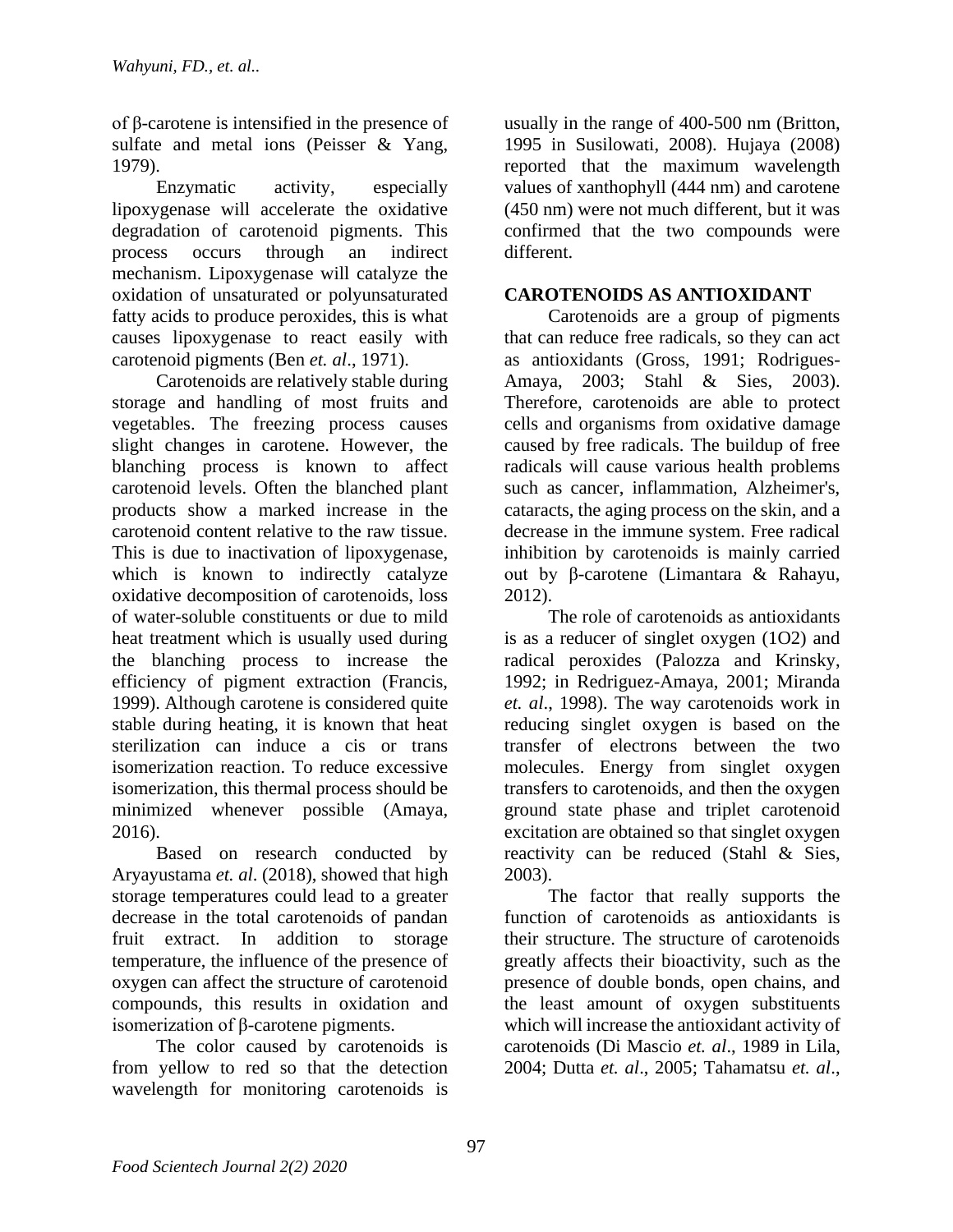of β-carotene is intensified in the presence of sulfate and metal ions (Peisser & Yang, 1979).

Enzymatic activity, especially lipoxygenase will accelerate the oxidative degradation of carotenoid pigments. This process occurs through an indirect mechanism. Lipoxygenase will catalyze the oxidation of unsaturated or polyunsaturated fatty acids to produce peroxides, this is what causes lipoxygenase to react easily with carotenoid pigments (Ben *et. al*., 1971).

Carotenoids are relatively stable during storage and handling of most fruits and vegetables. The freezing process causes slight changes in carotene. However, the blanching process is known to affect carotenoid levels. Often the blanched plant products show a marked increase in the carotenoid content relative to the raw tissue. This is due to inactivation of lipoxygenase, which is known to indirectly catalyze oxidative decomposition of carotenoids, loss of water-soluble constituents or due to mild heat treatment which is usually used during the blanching process to increase the efficiency of pigment extraction (Francis, 1999). Although carotene is considered quite stable during heating, it is known that heat sterilization can induce a cis or trans isomerization reaction. To reduce excessive isomerization, this thermal process should be minimized whenever possible (Amaya, 2016).

Based on research conducted by Aryayustama *et. al*. (2018), showed that high storage temperatures could lead to a greater decrease in the total carotenoids of pandan fruit extract. In addition to storage temperature, the influence of the presence of oxygen can affect the structure of carotenoid compounds, this results in oxidation and isomerization of β-carotene pigments.

The color caused by carotenoids is from yellow to red so that the detection wavelength for monitoring carotenoids is usually in the range of 400-500 nm (Britton, 1995 in Susilowati, 2008). Hujaya (2008) reported that the maximum wavelength values of xanthophyll (444 nm) and carotene (450 nm) were not much different, but it was confirmed that the two compounds were different.

## CAROTENOIDS AS ANTIOXIDANT

Carotenoids are a group of pigments that can reduce free radicals, so they can act as antioxidants (Gross, 1991; Rodrigues-Amaya, 2003; Stahl & Sies, 2003). Therefore, carotenoids are able to protect cells and organisms from oxidative damage caused by free radicals. The buildup of free radicals will cause various health problems such as cancer, inflammation, Alzheimer's, cataracts, the aging process on the skin, and a decrease in the immune system. Free radical inhibition by carotenoids is mainly carried out by β-carotene (Limantara & Rahayu, 2012).

The role of carotenoids as antioxidants is as a reducer of singlet oxygen (1O2) and radical peroxides (Palozza and Krinsky, 1992; in Redriguez-Amaya, 2001; Miranda *et. al*., 1998). The way carotenoids work in reducing singlet oxygen is based on the transfer of electrons between the two molecules. Energy from singlet oxygen transfers to carotenoids, and then the oxygen ground state phase and triplet carotenoid excitation are obtained so that singlet oxygen reactivity can be reduced (Stahl & Sies, 2003).

The factor that really supports the function of carotenoids as antioxidants is their structure. The structure of carotenoids greatly affects their bioactivity, such as the presence of double bonds, open chains, and the least amount of oxygen substituents which will increase the antioxidant activity of carotenoids (Di Mascio *et. al*., 1989 in Lila, 2004; Dutta *et. al*., 2005; Tahamatsu *et. al*.,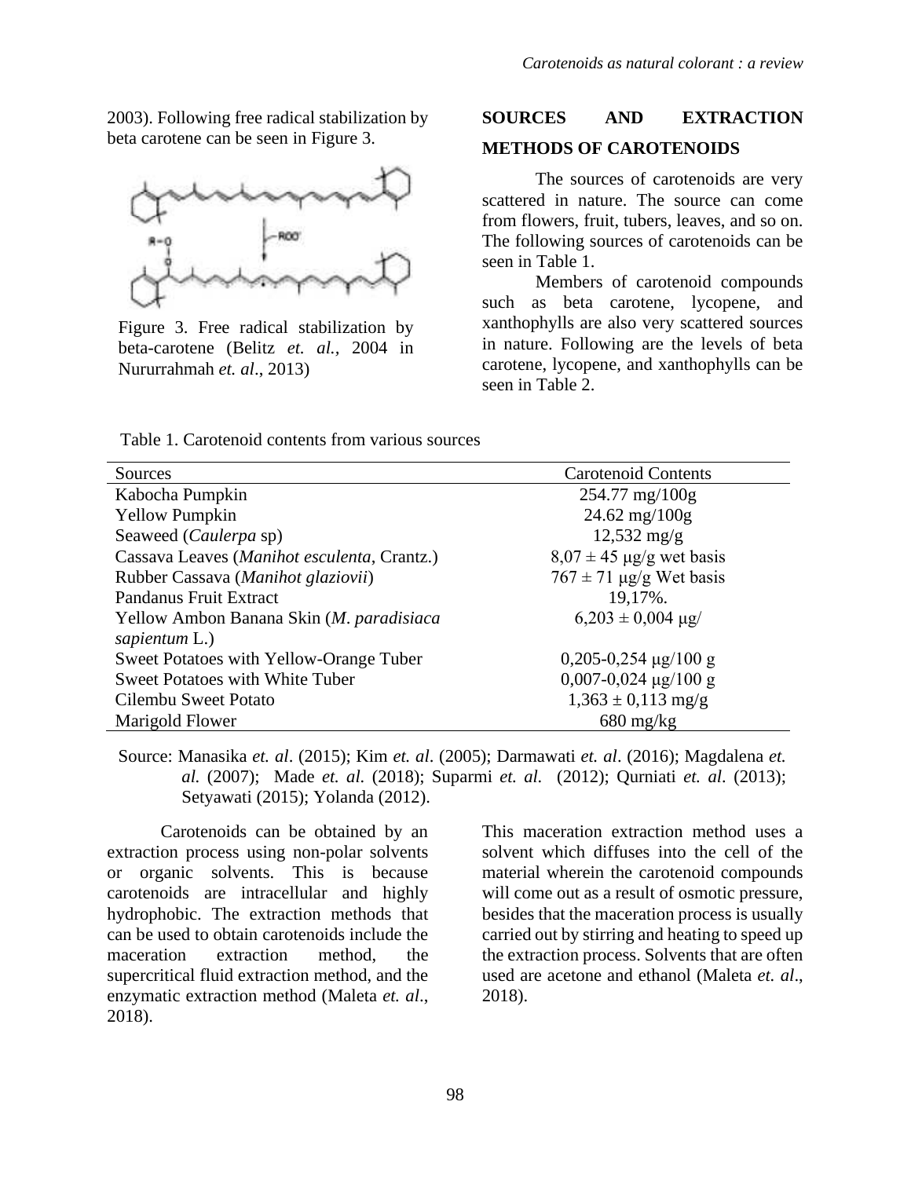2003). Following free radical stabilization by beta carotene can be seen in Figure 3.

Figure 3. Free radical stabilization by beta-carotene (Belitz *et. al.*, 2004 in Nururrahmah *et. al*., 2013)

## SOURCES AND EXTRACTION METHODS OF CAROTENOIDS

The sources of carotenoids are very scattered in nature. The source can come from flowers, fruit, tubers, leaves, and so on. The following sources of carotenoids can be seen in Table 1.

Members of carotenoid compounds such as beta carotene, lycopene, and xanthophylls are also very scattered sources in nature. Following are the levels of beta carotene, lycopene, and xanthophylls can be seen in Table 2.

Table 1. Carotenoid contents from various sources

| Sources | Carotenoid Contents |
|---|---|
| Kabocha Pumpkin | 254.77 mg/100g |
| Yellow Pumpkin | 24.62 mg/100g |
| Seaweed (*Caulerpa* sp) | 12,532 mg/g |
| Cassava Leaves (*Manihot esculenta*, Crantz.) | 8,07 ± 45 μg/g wet basis |
| Rubber Cassava (*Manihot glaziovii*) | 767 ± 71 μg/g Wet basis |
| Pandanus Fruit Extract | 19,17%. |
| Yellow Ambon Banana Skin (*M. paradisiaca sapientum* L.) | 6,203 ± 0,004 μg/ |
| Sweet Potatoes with Yellow-Orange Tuber | 0,205-0,254 μg/100 g |
| Sweet Potatoes with White Tuber | 0,007-0,024 μg/100 g |
| Cilembu Sweet Potato | 1,363 ± 0,113 mg/g |
| Marigold Flower | 680 mg/kg |

Source: Manasika *et. al*. (2015); Kim *et. al*. (2005); Darmawati *et. al*. (2016); Magdalena *et. al.* (2007); Made *et. al.* (2018); Suparmi *et. al.* (2012); Qurniati *et. al*. (2013); Setyawati (2015); Yolanda (2012).

Carotenoids can be obtained by an extraction process using non-polar solvents or organic solvents. This is because carotenoids are intracellular and highly hydrophobic. The extraction methods that can be used to obtain carotenoids include the maceration extraction method, the supercritical fluid extraction method, and the enzymatic extraction method (Maleta *et. al*., 2018). This maceration extraction method uses a solvent which diffuses into the cell of the material wherein the carotenoid compounds will come out as a result of osmotic pressure, besides that the maceration process is usually carried out by stirring and heating to speed up the extraction process. Solvents that are often used are acetone and ethanol (Maleta *et. al*., 2018).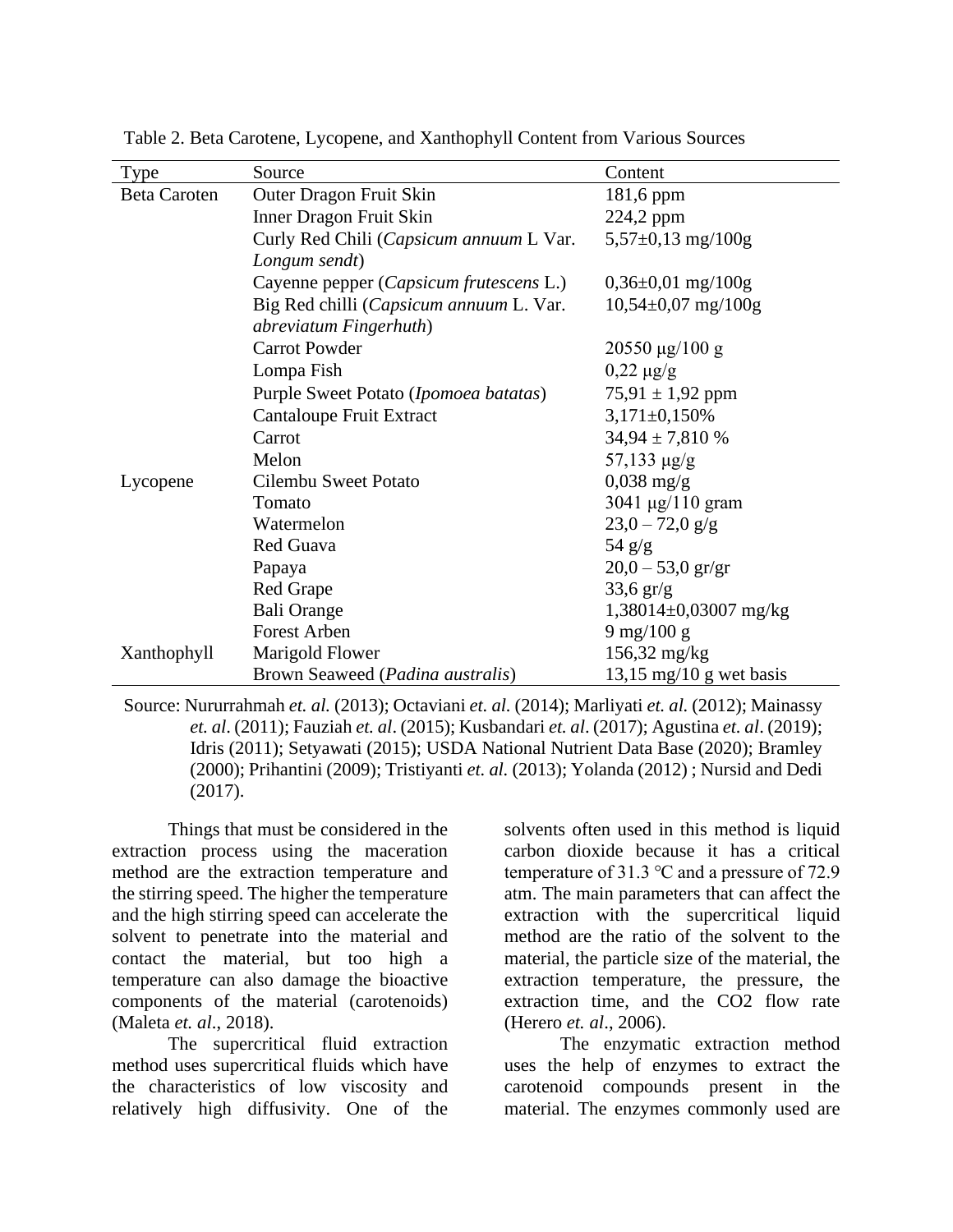Table 2. Beta Carotene, Lycopene, and Xanthophyll Content from Various Sources

| Type | Source | Content |
|---|---|---|
| Beta Caroten | Outer Dragon Fruit Skin | 181,6 ppm |
| | Inner Dragon Fruit Skin | 224,2 ppm |
| | Curly Red Chili (*Capsicum annuum* L Var. *Longum sendt*) | 5,57±0,13 mg/100g |
| | Cayenne pepper (*Capsicum frutescens* L.) | 0,36±0,01 mg/100g |
| | Big Red chilli (*Capsicum annuum* L. Var. *abreviatum Fingerhuth*) | 10,54±0,07 mg/100g |
| | Carrot Powder | 20550 μg/100 g |
| | Lompa Fish | 0,22 μg/g |
| | Purple Sweet Potato (*Ipomoea batatas*) | 75,91 ± 1,92 ppm |
| | Cantaloupe Fruit Extract | 3,171±0,150% |
| | Carrot | 34,94 ± 7,810 % |
| | Melon | 57,133 μg/g |
| Lycopene | Cilembu Sweet Potato | 0,038 mg/g |
| | Tomato | 3041 μg/110 gram |
| | Watermelon | 23,0 – 72,0 g/g |
| | Red Guava | 54 g/g |
| | Papaya | 20,0 – 53,0 gr/gr |
| | Red Grape | 33,6 gr/g |
| | Bali Orange | 1,38014±0,03007 mg/kg |
| | Forest Arben | 9 mg/100 g |
| Xanthophyll | Marigold Flower | 156,32 mg/kg |
| | Brown Seaweed (*Padina australis*) | 13,15 mg/10 g wet basis |

Source: Nururrahmah *et. al.* (2013); Octaviani *et. al.* (2014); Marliyati *et. al.* (2012); Mainassy *et. al*. (2011); Fauziah *et. al*. (2015); Kusbandari *et. al*. (2017); Agustina *et. al*. (2019); Idris (2011); Setyawati (2015); USDA National Nutrient Data Base (2020); Bramley (2000); Prihantini (2009); Tristiyanti *et. al.* (2013); Yolanda (2012) ; Nursid and Dedi (2017).

Things that must be considered in the extraction process using the maceration method are the extraction temperature and the stirring speed. The higher the temperature and the high stirring speed can accelerate the solvent to penetrate into the material and contact the material, but too high a temperature can also damage the bioactive components of the material (carotenoids) (Maleta *et. al*., 2018).

The supercritical fluid extraction method uses supercritical fluids which have the characteristics of low viscosity and relatively high diffusivity. One of the solvents often used in this method is liquid carbon dioxide because it has a critical temperature of 31.3 °C and a pressure of 72.9 atm. The main parameters that can affect the extraction with the supercritical liquid method are the ratio of the solvent to the material, the particle size of the material, the extraction temperature, the pressure, the extraction time, and the $CO_2$ flow rate (Herero *et. al*., 2006).

The enzymatic extraction method uses the help of enzymes to extract the carotenoid compounds present in the material. The enzymes commonly used are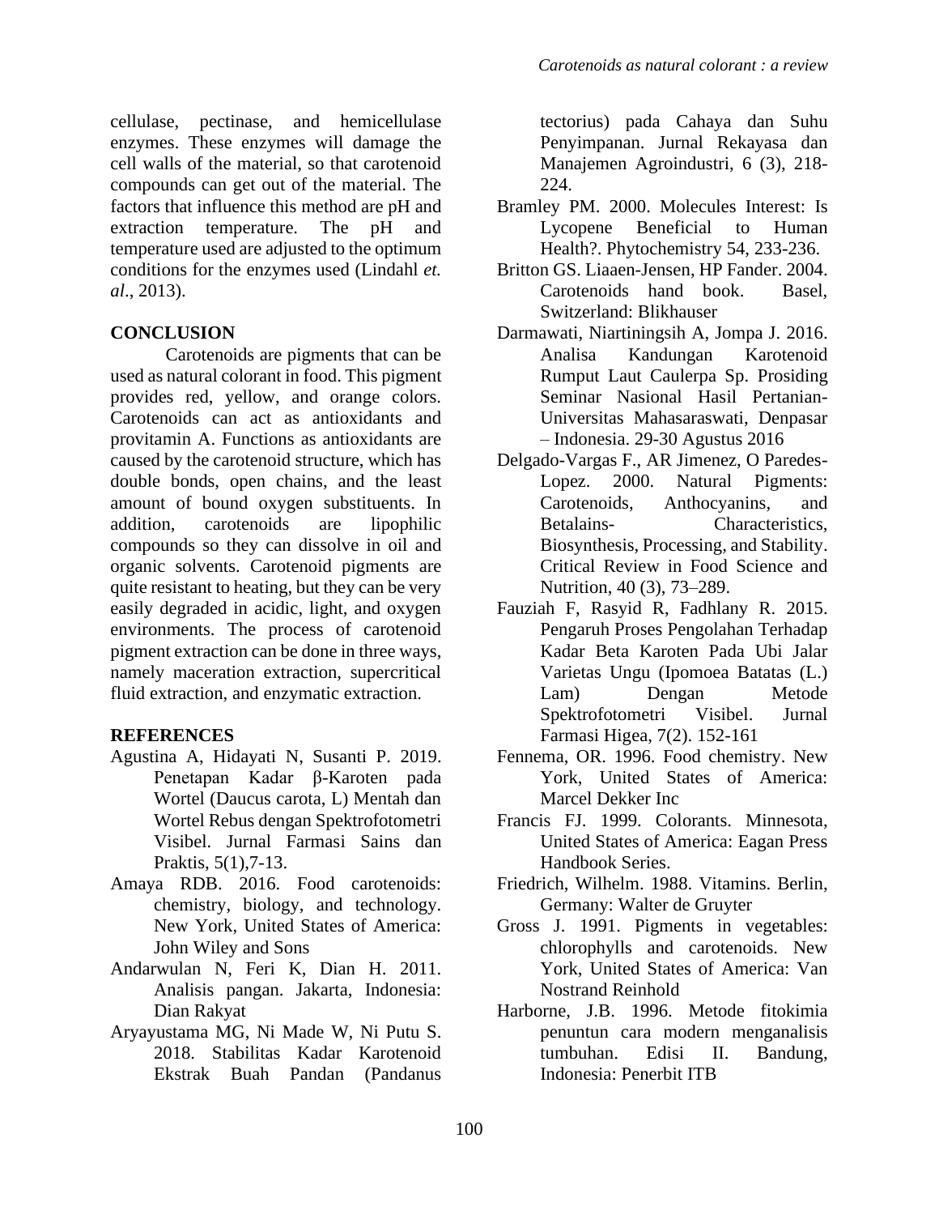cellulase, pectinase, and hemicellulase enzymes. These enzymes will damage the cell walls of the material, so that carotenoid compounds can get out of the material. The factors that influence this method are pH and extraction temperature. The pH and temperature used are adjusted to the optimum conditions for the enzymes used (Lindahl *et. al*., 2013).

## CONCLUSION

Carotenoids are pigments that can be used as natural colorant in food. This pigment provides red, yellow, and orange colors. Carotenoids can act as antioxidants and provitamin A. Functions as antioxidants are caused by the carotenoid structure, which has double bonds, open chains, and the least amount of bound oxygen substituents. In addition, carotenoids are lipophilic compounds so they can dissolve in oil and organic solvents. Carotenoid pigments are quite resistant to heating, but they can be very easily degraded in acidic, light, and oxygen environments. The process of carotenoid pigment extraction can be done in three ways, namely maceration extraction, supercritical fluid extraction, and enzymatic extraction.

## REFERENCES

Agustina A, Hidayati N, Susanti P. 2019. Penetapan Kadar β-Karoten pada Wortel (Daucus carota, L) Mentah dan Wortel Rebus dengan Spektrofotometri Visibel. Jurnal Farmasi Sains dan Praktis, 5(1),7-13.

Amaya RDB. 2016. Food carotenoids: chemistry, biology, and technology. New York, United States of America: John Wiley and Sons

Andarwulan N, Feri K, Dian H. 2011. Analisis pangan. Jakarta, Indonesia: Dian Rakyat

Aryayustama MG, Ni Made W, Ni Putu S. 2018. Stabilitas Kadar Karotenoid Ekstrak Buah Pandan (Pandanus tectorius) pada Cahaya dan Suhu Penyimpanan. Jurnal Rekayasa dan Manajemen Agroindustri, 6 (3), 218-224.

Bramley PM. 2000. Molecules Interest: Is Lycopene Beneficial to Human Health?. Phytochemistry 54, 233-236.

Britton GS. Liaaen-Jensen, HP Fander. 2004. Carotenoids hand book. Basel, Switzerland: Blikhauser

Darmawati, Niartiningsih A, Jompa J. 2016. Analisa Kandungan Karotenoid Rumput Laut Caulerpa Sp. Prosiding Seminar Nasional Hasil Pertanian-Universitas Mahasaraswati, Denpasar – Indonesia. 29-30 Agustus 2016

Delgado-Vargas F., AR Jimenez, O Paredes-Lopez. 2000. Natural Pigments: Carotenoids, Anthocyanins, and Betalains- Characteristics, Biosynthesis, Processing, and Stability. Critical Review in Food Science and Nutrition, 40 (3), 73–289.

Fauziah F, Rasyid R, Fadhlany R. 2015. Pengaruh Proses Pengolahan Terhadap Kadar Beta Karoten Pada Ubi Jalar Varietas Ungu (Ipomoea Batatas (L.) Lam) Dengan Metode Spektrofotometri Visibel. Jurnal Farmasi Higea, 7(2). 152-161

Fennema, OR. 1996. Food chemistry. New York, United States of America: Marcel Dekker Inc

Francis FJ. 1999. Colorants. Minnesota, United States of America: Eagan Press Handbook Series.

Friedrich, Wilhelm. 1988. Vitamins. Berlin, Germany: Walter de Gruyter

Gross J. 1991. Pigments in vegetables: chlorophylls and carotenoids. New York, United States of America: Van Nostrand Reinhold

Harborne, J.B. 1996. Metode fitokimia penuntun cara modern menganalisis tumbuhan. Edisi II. Bandung, Indonesia: Penerbit ITB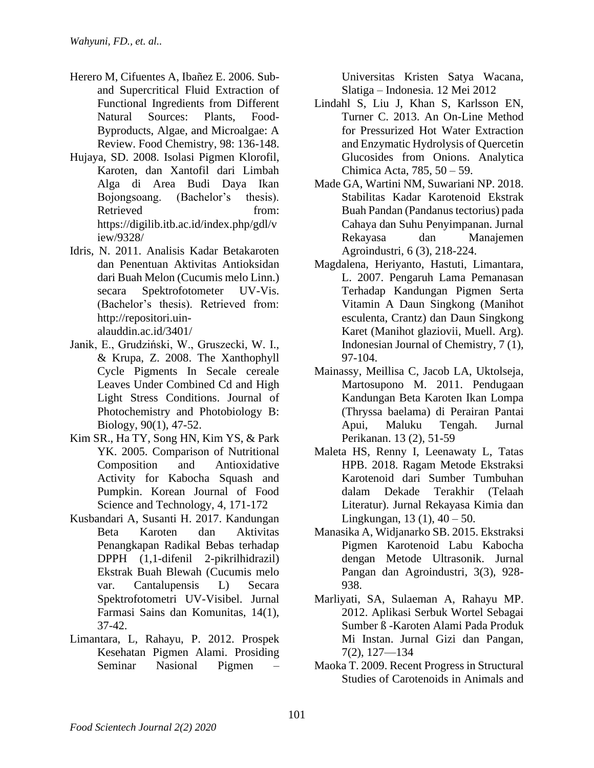Herero M, Cifuentes A, Ibañez E. 2006. Sub- and Supercritical Fluid Extraction of Functional Ingredients from Different Natural Sources: Plants, Food-Byproducts, Algae, and Microalgae: A Review. Food Chemistry, 98: 136-148.

Hujaya, SD. 2008. Isolasi Pigmen Klorofil, Karoten, dan Xantofil dari Limbah Alga di Area Budi Daya Ikan Bojongsoang. (Bachelor's thesis). Retrieved from: https://digilib.itb.ac.id/index.php/gdl/view/9328/

Idris, N. 2011. Analisis Kadar Betakaroten dan Penentuan Aktivitas Antioksidan dari Buah Melon (Cucumis melo Linn.) secara Spektrofotometer UV-Vis. (Bachelor's thesis). Retrieved from: http://repositori.uin-alauddin.ac.id/3401/

Janik, E., Grudziński, W., Gruszecki, W. I., & Krupa, Z. 2008. The Xanthophyll Cycle Pigments In Secale cereale Leaves Under Combined Cd and High Light Stress Conditions. Journal of Photochemistry and Photobiology B: Biology, 90(1), 47-52.

Kim SR., Ha TY, Song HN, Kim YS, & Park YK. 2005. Comparison of Nutritional Composition and Antioxidative Activity for Kabocha Squash and Pumpkin. Korean Journal of Food Science and Technology, 4, 171-172

Kusbandari A, Susanti H. 2017. Kandungan Beta Karoten dan Aktivitas Penangkapan Radikal Bebas terhadap DPPH (1,1-difenil 2-pikrilhidrazil) Ekstrak Buah Blewah (Cucumis melo var. Cantalupensis L) Secara Spektrofotometri UV-Visibel. Jurnal Farmasi Sains dan Komunitas, 14(1), 37-42.

Limantara, L, Rahayu, P. 2012. Prospek Kesehatan Pigmen Alami. Prosiding Seminar Nasional Pigmen – Universitas Kristen Satya Wacana, Slatiga – Indonesia. 12 Mei 2012

Lindahl S, Liu J, Khan S, Karlsson EN, Turner C. 2013. An On-Line Method for Pressurized Hot Water Extraction and Enzymatic Hydrolysis of Quercetin Glucosides from Onions. Analytica Chimica Acta, 785, 50 – 59.

Made GA, Wartini NM, Suwariani NP. 2018. Stabilitas Kadar Karotenoid Ekstrak Buah Pandan (Pandanus tectorius) pada Cahaya dan Suhu Penyimpanan. Jurnal Rekayasa dan Manajemen Agroindustri, 6 (3), 218-224.

Magdalena, Heriyanto, Hastuti, Limantara, L. 2007. Pengaruh Lama Pemanasan Terhadap Kandungan Pigmen Serta Vitamin A Daun Singkong (Manihot esculenta, Crantz) dan Daun Singkong Karet (Manihot glaziovii, Muell. Arg). Indonesian Journal of Chemistry, 7 (1), 97-104.

Mainassy, Meillisa C, Jacob LA, Uktolseja, Martosupono M. 2011. Pendugaan Kandungan Beta Karoten Ikan Lompa (Thryssa baelama) di Perairan Pantai Apui, Maluku Tengah. Jurnal Perikanan. 13 (2), 51-59

Maleta HS, Renny I, Leenawaty L, Tatas HPB. 2018. Ragam Metode Ekstraksi Karotenoid dari Sumber Tumbuhan dalam Dekade Terakhir (Telaah Literatur). Jurnal Rekayasa Kimia dan Lingkungan, 13 (1), 40 – 50.

Manasika A, Widjanarko SB. 2015. Ekstraksi Pigmen Karotenoid Labu Kabocha dengan Metode Ultrasonik. Jurnal Pangan dan Agroindustri, 3(3), 928-938.

Marliyati, SA, Sulaeman A, Rahayu MP. 2012. Aplikasi Serbuk Wortel Sebagai Sumber ß -Karoten Alami Pada Produk Mi Instan. Jurnal Gizi dan Pangan, 7(2), 127—134

Maoka T. 2009. Recent Progress in Structural Studies of Carotenoids in Animals and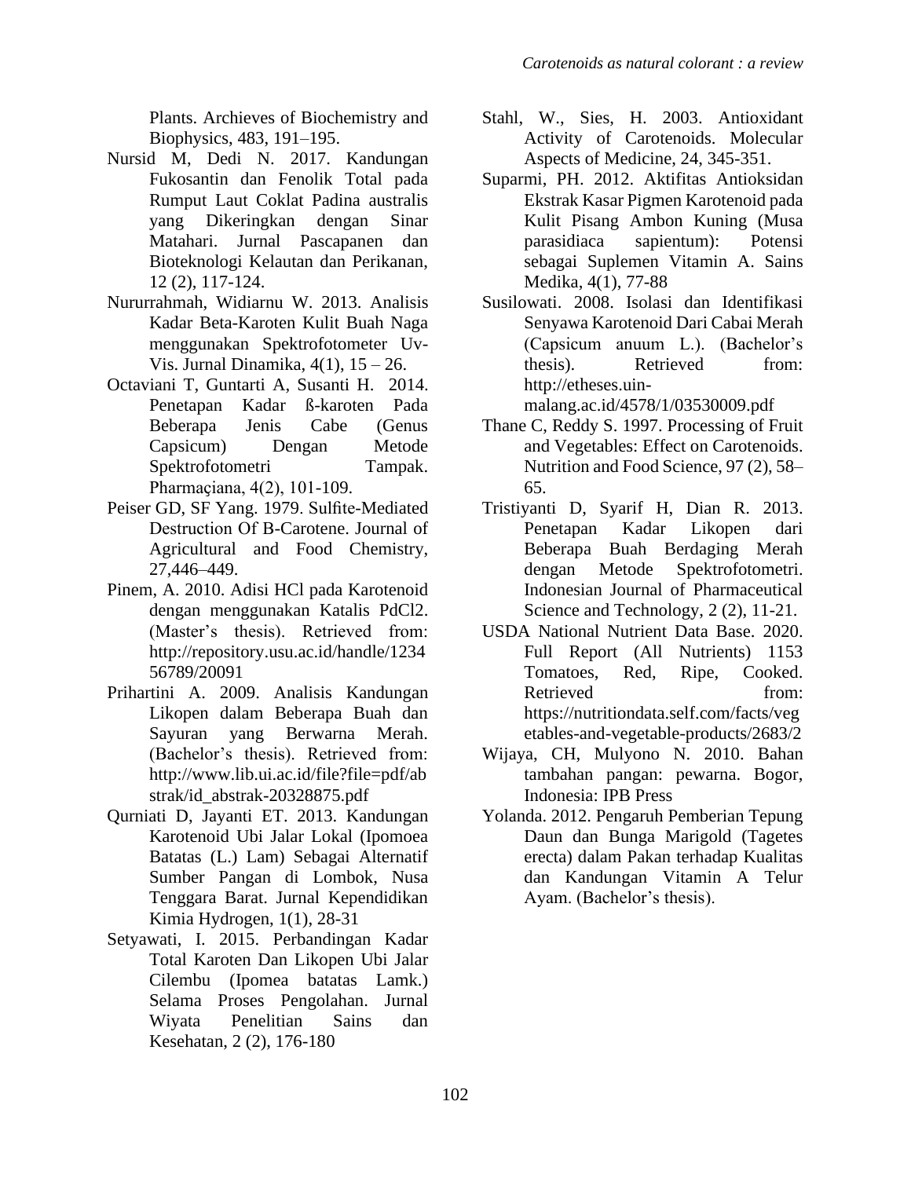Plants. Archieves of Biochemistry and Biophysics, 483, 191–195.

Nursid M, Dedi N. 2017. Kandungan Fukosantin dan Fenolik Total pada Rumput Laut Coklat Padina australis yang Dikeringkan dengan Sinar Matahari. Jurnal Pascapanen dan Bioteknologi Kelautan dan Perikanan, 12 (2), 117-124.

Nururrahmah, Widiarnu W. 2013. Analisis Kadar Beta-Karoten Kulit Buah Naga menggunakan Spektrofotometer Uv-Vis. Jurnal Dinamika, 4(1), 15 – 26.

Octaviani T, Guntarti A, Susanti H. 2014. Penetapan Kadar ß-karoten Pada Beberapa Jenis Cabe (Genus Capsicum) Dengan Metode Spektrofotometri Tampak. Pharmaçiana, 4(2), 101-109.

Peiser GD, SF Yang. 1979. Sulfite-Mediated Destruction Of Β-Carotene. Journal of Agricultural and Food Chemistry, 27,446–449.

Pinem, A. 2010. Adisi HCl pada Karotenoid dengan menggunakan Katalis PdCl2. (Master's thesis). Retrieved from: http://repository.usu.ac.id/handle/123456789/20091

Prihartini A. 2009. Analisis Kandungan Likopen dalam Beberapa Buah dan Sayuran yang Berwarna Merah. (Bachelor's thesis). Retrieved from: http://www.lib.ui.ac.id/file?file=pdf/abstrak/id_abstrak-20328875.pdf

Qurniati D, Jayanti ET. 2013. Kandungan Karotenoid Ubi Jalar Lokal (Ipomoea Batatas (L.) Lam) Sebagai Alternatif Sumber Pangan di Lombok, Nusa Tenggara Barat. Jurnal Kependidikan Kimia Hydrogen, 1(1), 28-31

Setyawati, I. 2015. Perbandingan Kadar Total Karoten Dan Likopen Ubi Jalar Cilembu (Ipomea batatas Lamk.) Selama Proses Pengolahan. Jurnal Wiyata Penelitian Sains dan Kesehatan, 2 (2), 176-180

Stahl, W., Sies, H. 2003. Antioxidant Activity of Carotenoids. Molecular Aspects of Medicine, 24, 345-351.

Suparmi, PH. 2012. Aktifitas Antioksidan Ekstrak Kasar Pigmen Karotenoid pada Kulit Pisang Ambon Kuning (Musa parasidiaca sapientum): Potensi sebagai Suplemen Vitamin A. Sains Medika, 4(1), 77-88

Susilowati. 2008. Isolasi dan Identifikasi Senyawa Karotenoid Dari Cabai Merah (Capsicum anuum L.). (Bachelor's thesis). Retrieved from: http://etheses.uin-malang.ac.id/4578/1/03530009.pdf

Thane C, Reddy S. 1997. Processing of Fruit and Vegetables: Effect on Carotenoids. Nutrition and Food Science, 97 (2), 58–65.

Tristiyanti D, Syarif H, Dian R. 2013. Penetapan Kadar Likopen dari Beberapa Buah Berdaging Merah dengan Metode Spektrofotometri. Indonesian Journal of Pharmaceutical Science and Technology, 2 (2), 11-21.

USDA National Nutrient Data Base. 2020. Full Report (All Nutrients) 1153 Tomatoes, Red, Ripe, Cooked. Retrieved from: https://nutritiondata.self.com/facts/vegetables-and-vegetable-products/2683/2

Wijaya, CH, Mulyono N. 2010. Bahan tambahan pangan: pewarna. Bogor, Indonesia: IPB Press

Yolanda. 2012. Pengaruh Pemberian Tepung Daun dan Bunga Marigold (Tagetes erecta) dalam Pakan terhadap Kualitas dan Kandungan Vitamin A Telur Ayam. (Bachelor's thesis).